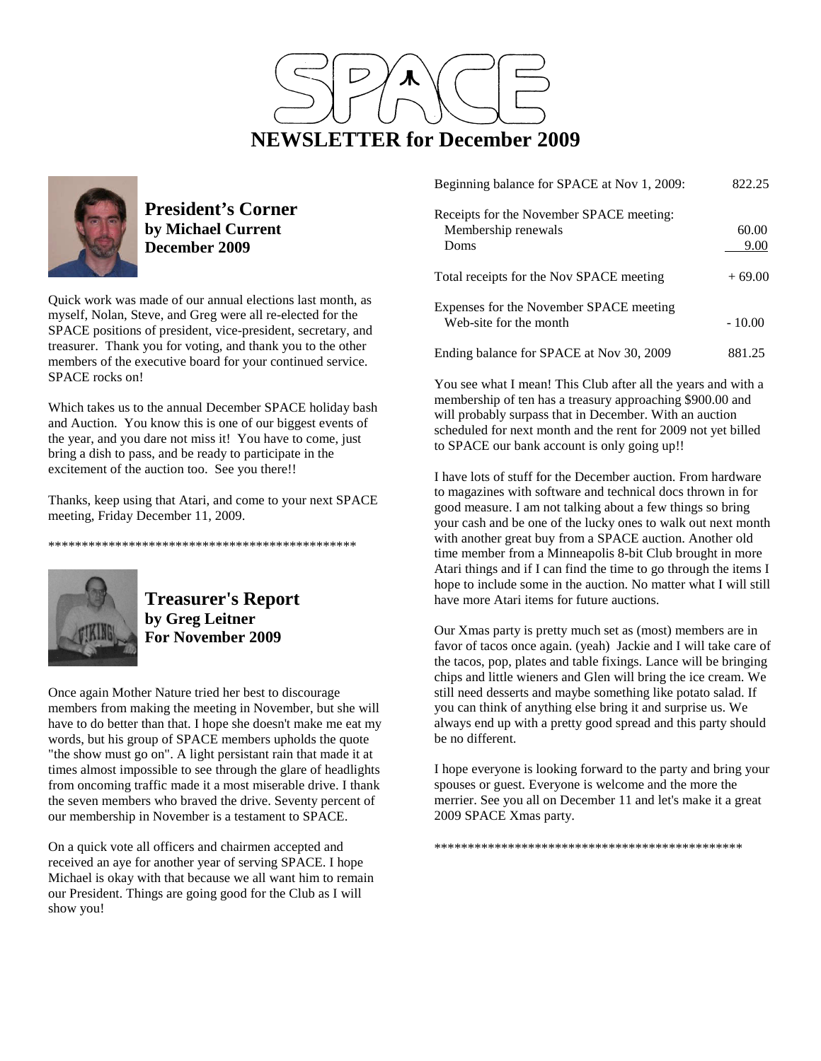# SPACE

# NEWSLETTER for December 2009

## President's Corner
**by Michael Current**
**December 2009**

Quick work was made of our annual elections last month, as myself, Nolan, Steve, and Greg were all re-elected for the SPACE positions of president, vice-president, secretary, and treasurer. Thank you for voting, and thank you to the other members of the executive board for your continued service. SPACE rocks on!

Which takes us to the annual December SPACE holiday bash and Auction. You know this is one of our biggest events of the year, and you dare not miss it! You have to come, just bring a dish to pass, and be ready to participate in the excitement of the auction too. See you there!!

Thanks, keep using that Atari, and come to your next SPACE meeting, Friday December 11, 2009.

\*\*\*\*\*\*\*\*\*\*\*\*\*\*\*\*\*\*\*\*\*\*\*\*\*\*\*\*\*\*\*\*\*\*\*\*\*\*\*\*\*\*\*\*\*\*\*

## Treasurer's Report
**by Greg Leitner**
**For November 2009**

Once again Mother Nature tried her best to discourage members from making the meeting in November, but she will have to do better than that. I hope she doesn't make me eat my words, but his group of SPACE members upholds the quote "the show must go on". A light persistant rain that made it at times almost impossible to see through the glare of headlights from oncoming traffic made it a most miserable drive. I thank the seven members who braved the drive. Seventy percent of our membership in November is a testament to SPACE.

On a quick vote all officers and chairmen accepted and received an aye for another year of serving SPACE. I hope Michael is okay with that because we all want him to remain our President. Things are going good for the Club as I will show you!

| | |
|---|---|
| Beginning balance for SPACE at Nov 1, 2009: | 822.25 |
| Receipts for the November SPACE meeting: | |
| Membership renewals | 60.00 |
| Doms | 9.00 |
| Total receipts for the Nov SPACE meeting | + 69.00 |
| Expenses for the November SPACE meeting | |
| Web-site for the month | - 10.00 |
| Ending balance for SPACE at Nov 30, 2009 | 881.25 |

You see what I mean! This Club after all the years and with a membership of ten has a treasury approaching $900.00 and will probably surpass that in December. With an auction scheduled for next month and the rent for 2009 not yet billed to SPACE our bank account is only going up!!

I have lots of stuff for the December auction. From hardware to magazines with software and technical docs thrown in for good measure. I am not talking about a few things so bring your cash and be one of the lucky ones to walk out next month with another great buy from a SPACE auction. Another old time member from a Minneapolis 8-bit Club brought in more Atari things and if I can find the time to go through the items I hope to include some in the auction. No matter what I will still have more Atari items for future auctions.

Our Xmas party is pretty much set as (most) members are in favor of tacos once again. (yeah) Jackie and I will take care of the tacos, pop, plates and table fixings. Lance will be bringing chips and little wieners and Glen will bring the ice cream. We still need desserts and maybe something like potato salad. If you can think of anything else bring it and surprise us. We always end up with a pretty good spread and this party should be no different.

I hope everyone is looking forward to the party and bring your spouses or guest. Everyone is welcome and the more the merrier. See you all on December 11 and let's make it a great 2009 SPACE Xmas party.

\*\*\*\*\*\*\*\*\*\*\*\*\*\*\*\*\*\*\*\*\*\*\*\*\*\*\*\*\*\*\*\*\*\*\*\*\*\*\*\*\*\*\*\*\*\*\*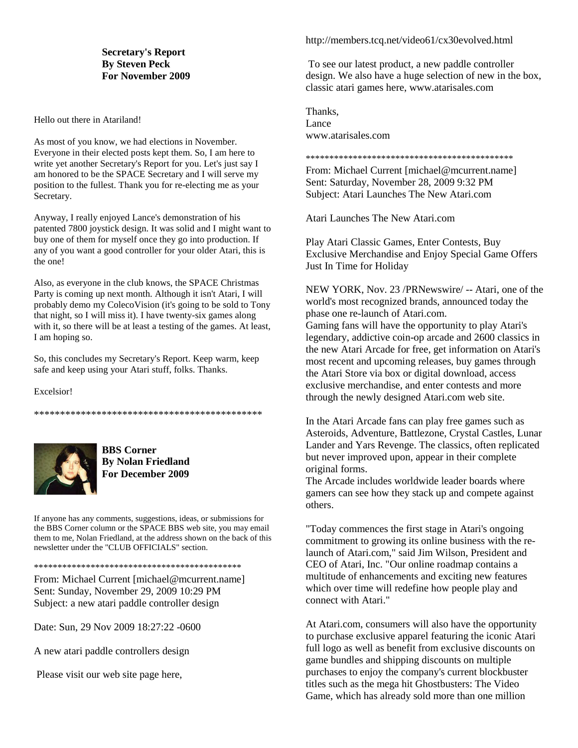**Secretary's Report**
**By Steven Peck**
**For November 2009**

Hello out there in Atariland!

As most of you know, we had elections in November. Everyone in their elected posts kept them. So, I am here to write yet another Secretary's Report for you. Let's just say I am honored to be the SPACE Secretary and I will serve my position to the fullest. Thank you for re-electing me as your Secretary.

Anyway, I really enjoyed Lance's demonstration of his patented 7800 joystick design. It was solid and I might want to buy one of them for myself once they go into production. If any of you want a good controller for your older Atari, this is the one!

Also, as everyone in the club knows, the SPACE Christmas Party is coming up next month. Although it isn't Atari, I will probably demo my ColecoVision (it's going to be sold to Tony that night, so I will miss it). I have twenty-six games along with it, so there will be at least a testing of the games. At least, I am hoping so.

So, this concludes my Secretary's Report. Keep warm, keep safe and keep using your Atari stuff, folks. Thanks.

Excelsior!

*********************************************

**BBS Corner**
**By Nolan Friedland**
**For December 2009**

If anyone has any comments, suggestions, ideas, or submissions for the BBS Corner column or the SPACE BBS web site, you may email them to me, Nolan Friedland, at the address shown on the back of this newsletter under the "CLUB OFFICIALS" section.

*********************************************

From: Michael Current [michael@mcurrent.name]
Sent: Sunday, November 29, 2009 10:29 PM
Subject: a new atari paddle controller design

Date: Sun, 29 Nov 2009 18:27:22 -0600

A new atari paddle controllers design

Please visit our web site page here,

http://members.tcq.net/video61/cx30evolved.html

To see our latest product, a new paddle controller design. We also have a huge selection of new in the box, classic atari games here, www.atarisales.com

Thanks,
Lance
www.atarisales.com

*********************************************

From: Michael Current [michael@mcurrent.name]
Sent: Saturday, November 28, 2009 9:32 PM
Subject: Atari Launches The New Atari.com

Atari Launches The New Atari.com

Play Atari Classic Games, Enter Contests, Buy Exclusive Merchandise and Enjoy Special Game Offers Just In Time for Holiday

NEW YORK, Nov. 23 /PRNewswire/ -- Atari, one of the world's most recognized brands, announced today the phase one re-launch of Atari.com.
Gaming fans will have the opportunity to play Atari's legendary, addictive coin-op arcade and 2600 classics in the new Atari Arcade for free, get information on Atari's most recent and upcoming releases, buy games through the Atari Store via box or digital download, access exclusive merchandise, and enter contests and more through the newly designed Atari.com web site.

In the Atari Arcade fans can play free games such as Asteroids, Adventure, Battlezone, Crystal Castles, Lunar Lander and Yars Revenge. The classics, often replicated but never improved upon, appear in their complete original forms.
The Arcade includes worldwide leader boards where gamers can see how they stack up and compete against others.

"Today commences the first stage in Atari's ongoing commitment to growing its online business with the re-launch of Atari.com," said Jim Wilson, President and CEO of Atari, Inc. "Our online roadmap contains a multitude of enhancements and exciting new features which over time will redefine how people play and connect with Atari."

At Atari.com, consumers will also have the opportunity to purchase exclusive apparel featuring the iconic Atari full logo as well as benefit from exclusive discounts on game bundles and shipping discounts on multiple purchases to enjoy the company's current blockbuster titles such as the mega hit Ghostbusters: The Video Game, which has already sold more than one million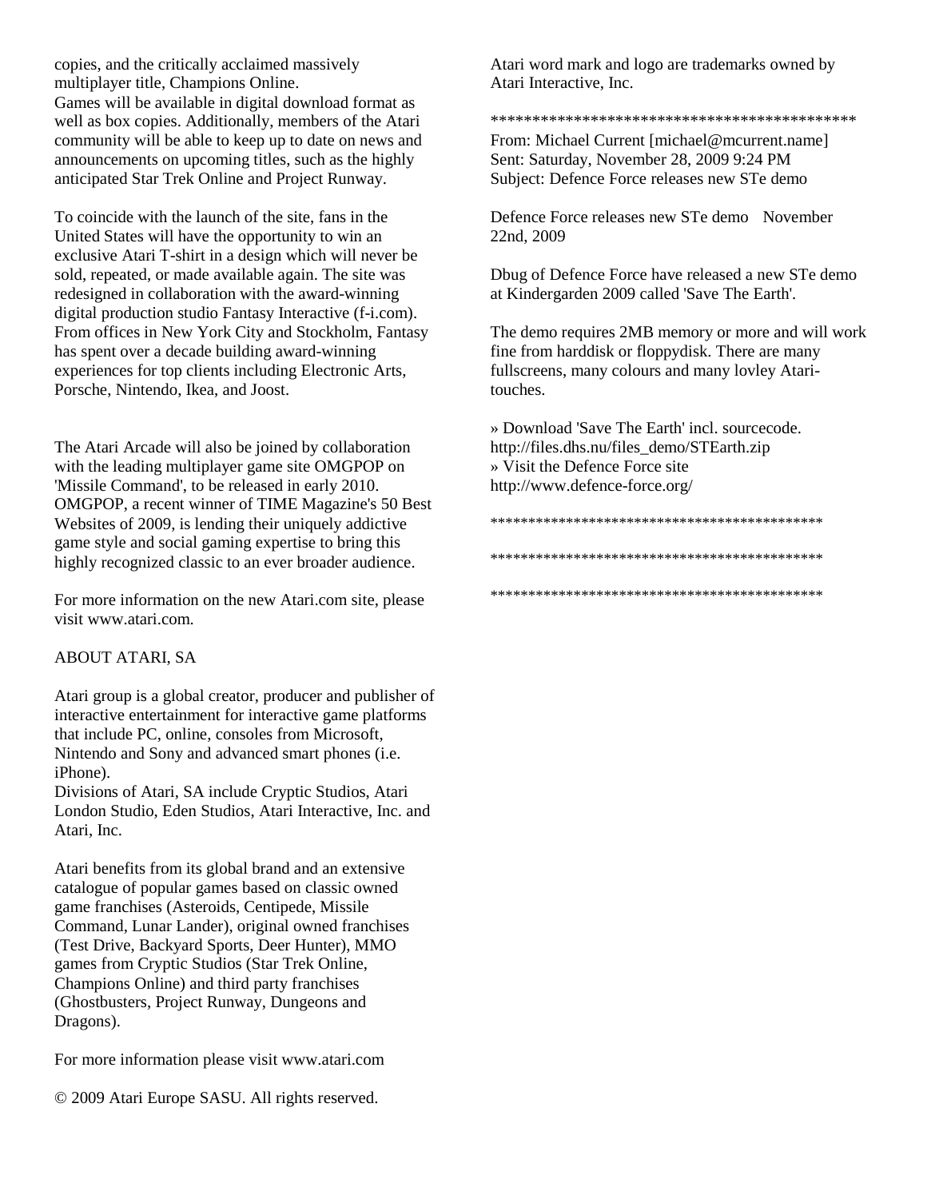copies, and the critically acclaimed massively multiplayer title, Champions Online.
Games will be available in digital download format as well as box copies. Additionally, members of the Atari community will be able to keep up to date on news and announcements on upcoming titles, such as the highly anticipated Star Trek Online and Project Runway.

To coincide with the launch of the site, fans in the United States will have the opportunity to win an exclusive Atari T-shirt in a design which will never be sold, repeated, or made available again. The site was redesigned in collaboration with the award-winning digital production studio Fantasy Interactive (f-i.com). From offices in New York City and Stockholm, Fantasy has spent over a decade building award-winning experiences for top clients including Electronic Arts, Porsche, Nintendo, Ikea, and Joost.

The Atari Arcade will also be joined by collaboration with the leading multiplayer game site OMGPOP on 'Missile Command', to be released in early 2010. OMGPOP, a recent winner of TIME Magazine's 50 Best Websites of 2009, is lending their uniquely addictive game style and social gaming expertise to bring this highly recognized classic to an ever broader audience.

For more information on the new Atari.com site, please visit www.atari.com.

ABOUT ATARI, SA

Atari group is a global creator, producer and publisher of interactive entertainment for interactive game platforms that include PC, online, consoles from Microsoft, Nintendo and Sony and advanced smart phones (i.e. iPhone).
Divisions of Atari, SA include Cryptic Studios, Atari London Studio, Eden Studios, Atari Interactive, Inc. and Atari, Inc.

Atari benefits from its global brand and an extensive catalogue of popular games based on classic owned game franchises (Asteroids, Centipede, Missile Command, Lunar Lander), original owned franchises (Test Drive, Backyard Sports, Deer Hunter), MMO games from Cryptic Studios (Star Trek Online, Champions Online) and third party franchises (Ghostbusters, Project Runway, Dungeons and Dragons).

For more information please visit www.atari.com

© 2009 Atari Europe SASU. All rights reserved.

Atari word mark and logo are trademarks owned by Atari Interactive, Inc.

**********************************************

From: Michael Current [michael@mcurrent.name]
Sent: Saturday, November 28, 2009 9:24 PM
Subject: Defence Force releases new STe demo

Defence Force releases new STe demo   November 22nd, 2009

Dbug of Defence Force have released a new STe demo at Kindergarden 2009 called 'Save The Earth'.

The demo requires 2MB memory or more and will work fine from harddisk or floppydisk. There are many fullscreens, many colours and many lovley Atari-touches.

» Download 'Save The Earth' incl. sourcecode.
http://files.dhs.nu/files_demo/STEarth.zip
» Visit the Defence Force site
http://www.defence-force.org/

********************************************

********************************************

********************************************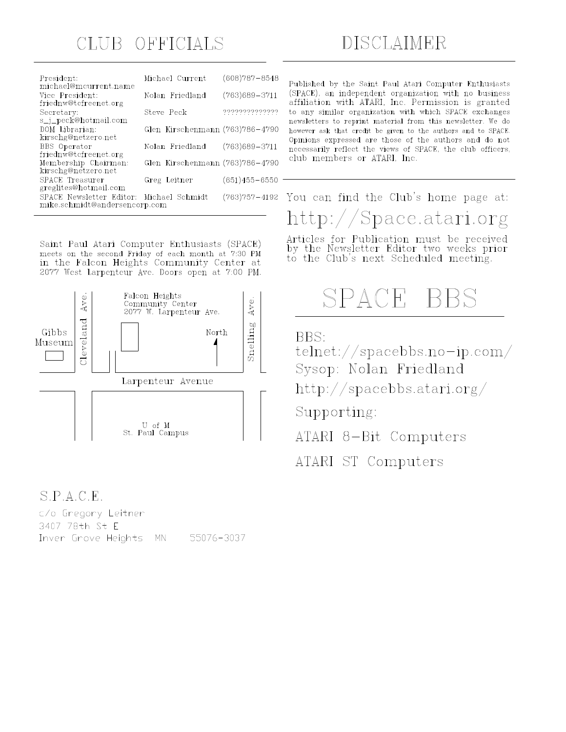# CLUB OFFICIALS

| | | |
|---|---|---|
| President: michael@mcurrent.name | Michael Current | (608)787-8548 |
| Vice President: friednw@tcfreenet.org | Nolan Friedland | (763)689-3711 |
| Secretary: s_j_peck@hotmail.com | Steve Peck | ?????????????? |
| DOM Librarian: kirschg@netzero.net | Glen Kirschenmann | (763)786-4790 |
| BBS Operator friednw@tcfreenet.org | Nolan Friedland | (763)689-3711 |
| Membership Chairman: kirschg@netzero.net | Glen Kirschenmann | (763)786-4790 |
| SPACE Treasurer greglites@hotmail.com | Greg Leitner | (651)455-6550 |
| SPACE Newsletter Editor: mike.schmidt@andersencorp.com | Michael Schmidt | (763)757-4192 |

Saint Paul Atari Computer Enthusiasts (SPACE) meets on the second Friday of each month at 7:30 PM in the Falcon Heights Community Center at 2077 West Larpenteur Ave. Doors open at 7:00 PM.

Falcon Heights
Community Center
2077 W. Larpenteur Ave.

Gibbs Museum

Cleveland Ave.

Snelling Ave.

North

Larpenteur Avenue

U of M
St. Paul Campus

# DISCLAIMER

Published by the Saint Paul Atari Computer Enthusiasts (SPACE), an independent organization with no business affiliation with ATARI, Inc. Permission is granted to any similar organization with which SPACE exchanges newsletters to reprint material from this newsletter. We do however ask that credit be given to the authors and to SPACE. Opinions expressed are those of the authors and do not necessarily reflect the views of SPACE, the club officers, club members or ATARI, Inc.

You can find the Club's home page at:

http://Space.atari.org

Articles for Publication must be received by the Newsletter Editor two weeks prior to the Club's next Scheduled meeting.

# SPACE BBS

BBS:
telnet://spacebbs.no-ip.com/
Sysop: Nolan Friedland
http://spacebbs.atari.org/

Supporting:

ATARI 8-Bit Computers

ATARI ST Computers

S.P.A.C.E.
c/o Gregory Leitner
3407 78th St E
Inver Grove Heights MN 55076-3037